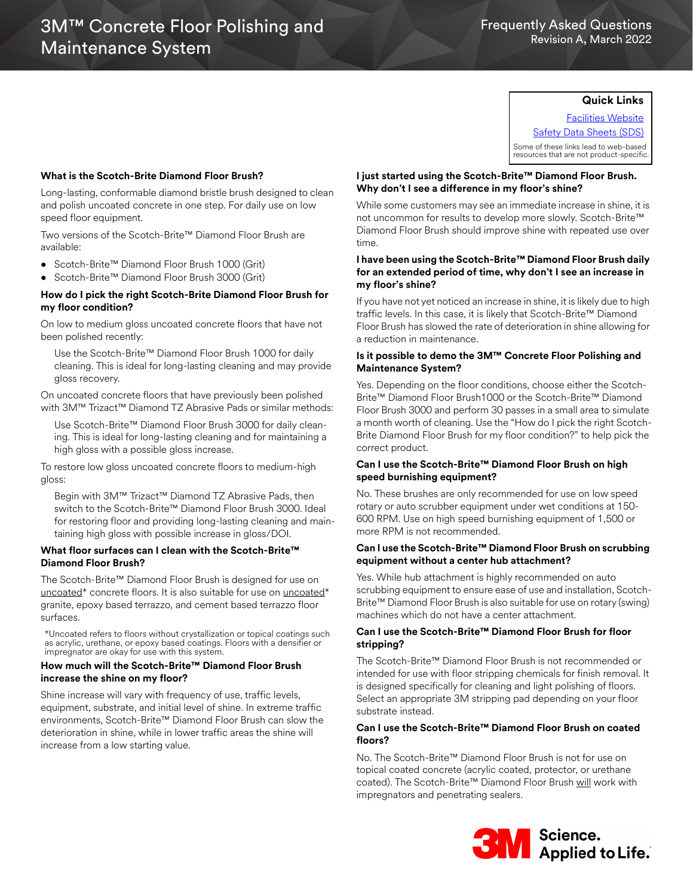# 3M™ Concrete Floor Polishing and Maintenance System

Frequently Asked Questions
Revision A, March 2022

**Quick Links**

Facilities Website

Safety Data Sheets (SDS)

Some of these links lead to web-based resources that are not product-specific.

### What is the Scotch-Brite Diamond Floor Brush?

Long-lasting, conformable diamond bristle brush designed to clean and polish uncoated concrete in one step. For daily use on low speed floor equipment.

Two versions of the Scotch-Brite™ Diamond Floor Brush are available:

- Scotch-Brite™ Diamond Floor Brush 1000 (Grit)
- Scotch-Brite™ Diamond Floor Brush 3000 (Grit)

### How do I pick the right Scotch-Brite Diamond Floor Brush for my floor condition?

On low to medium gloss uncoated concrete floors that have not been polished recently:

Use the Scotch-Brite™ Diamond Floor Brush 1000 for daily cleaning. This is ideal for long-lasting cleaning and may provide gloss recovery.

On uncoated concrete floors that have previously been polished with 3M™ Trizact™ Diamond TZ Abrasive Pads or similar methods:

Use Scotch-Brite™ Diamond Floor Brush 3000 for daily cleaning. This is ideal for long-lasting cleaning and for maintaining a high gloss with a possible gloss increase.

To restore low gloss uncoated concrete floors to medium-high gloss:

Begin with 3M™ Trizact™ Diamond TZ Abrasive Pads, then switch to the Scotch-Brite™ Diamond Floor Brush 3000. Ideal for restoring floor and providing long-lasting cleaning and maintaining high gloss with possible increase in gloss/DOI.

### What floor surfaces can I clean with the Scotch-Brite™ Diamond Floor Brush?

The Scotch-Brite™ Diamond Floor Brush is designed for use on <u>uncoated</u>* concrete floors. It is also suitable for use on <u>uncoated</u>* granite, epoxy based terrazzo, and cement based terrazzo floor surfaces.

*Uncoated refers to floors without crystallization or topical coatings such as acrylic, urethane, or epoxy based coatings. Floors with a densifier or impregnator are okay for use with this system.

### How much will the Scotch-Brite™ Diamond Floor Brush increase the shine on my floor?

Shine increase will vary with frequency of use, traffic levels, equipment, substrate, and initial level of shine. In extreme traffic environments, Scotch-Brite™ Diamond Floor Brush can slow the deterioration in shine, while in lower traffic areas the shine will increase from a low starting value.

### I just started using the Scotch-Brite™ Diamond Floor Brush. Why don't I see a difference in my floor's shine?

While some customers may see an immediate increase in shine, it is not uncommon for results to develop more slowly. Scotch-Brite™ Diamond Floor Brush should improve shine with repeated use over time.

### I have been using the Scotch-Brite™ Diamond Floor Brush daily for an extended period of time, why don't I see an increase in my floor's shine?

If you have not yet noticed an increase in shine, it is likely due to high traffic levels. In this case, it is likely that Scotch-Brite™ Diamond Floor Brush has slowed the rate of deterioration in shine allowing for a reduction in maintenance.

### Is it possible to demo the 3M™ Concrete Floor Polishing and Maintenance System?

Yes. Depending on the floor conditions, choose either the Scotch-Brite™ Diamond Floor Brush1000 or the Scotch-Brite™ Diamond Floor Brush 3000 and perform 30 passes in a small area to simulate a month worth of cleaning. Use the "How do I pick the right Scotch-Brite Diamond Floor Brush for my floor condition?" to help pick the correct product.

### Can I use the Scotch-Brite™ Diamond Floor Brush on high speed burnishing equipment?

No. These brushes are only recommended for use on low speed rotary or auto scrubber equipment under wet conditions at 150-600 RPM. Use on high speed burnishing equipment of 1,500 or more RPM is not recommended.

### Can I use the Scotch-Brite™ Diamond Floor Brush on scrubbing equipment without a center hub attachment?

Yes. While hub attachment is highly recommended on auto scrubbing equipment to ensure ease of use and installation, Scotch-Brite™ Diamond Floor Brush is also suitable for use on rotary (swing) machines which do not have a center attachment.

### Can I use the Scotch-Brite™ Diamond Floor Brush for floor stripping?

The Scotch-Brite™ Diamond Floor Brush is not recommended or intended for use with floor stripping chemicals for finish removal. It is designed specifically for cleaning and light polishing of floors. Select an appropriate 3M stripping pad depending on your floor substrate instead.

### Can I use the Scotch-Brite™ Diamond Floor Brush on coated floors?

No. The Scotch-Brite™ Diamond Floor Brush is not for use on topical coated concrete (acrylic coated, protector, or urethane coated). The Scotch-Brite™ Diamond Floor Brush <u>will</u> work with impregnators and penetrating sealers.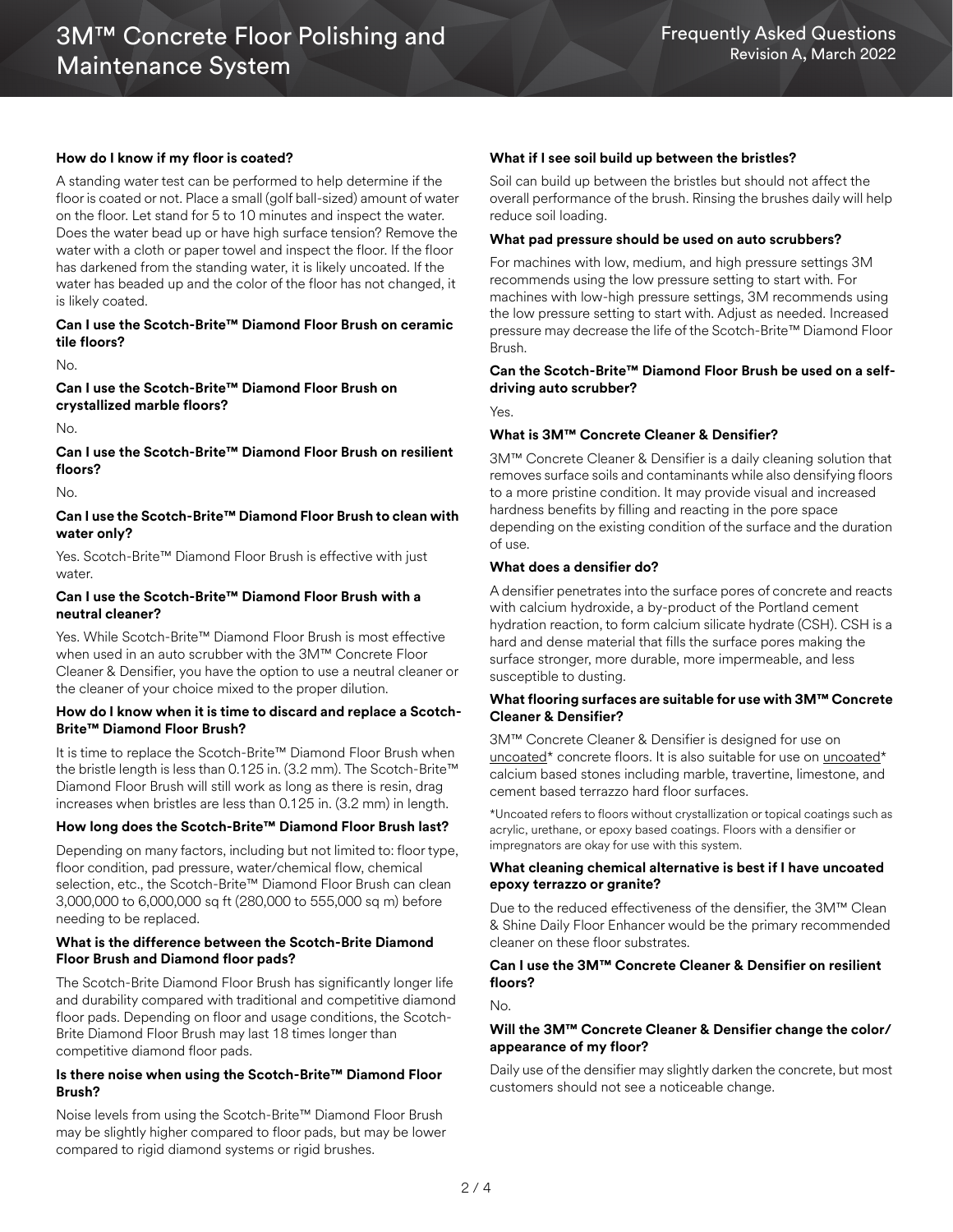**How do I know if my floor is coated?**

A standing water test can be performed to help determine if the floor is coated or not. Place a small (golf ball-sized) amount of water on the floor. Let stand for 5 to 10 minutes and inspect the water. Does the water bead up or have high surface tension? Remove the water with a cloth or paper towel and inspect the floor. If the floor has darkened from the standing water, it is likely uncoated. If the water has beaded up and the color of the floor has not changed, it is likely coated.

**Can I use the Scotch-Brite™ Diamond Floor Brush on ceramic tile floors?**

No.

**Can I use the Scotch-Brite™ Diamond Floor Brush on crystallized marble floors?**

No.

**Can I use the Scotch-Brite™ Diamond Floor Brush on resilient floors?**

No.

**Can I use the Scotch-Brite™ Diamond Floor Brush to clean with water only?**

Yes. Scotch-Brite™ Diamond Floor Brush is effective with just water.

**Can I use the Scotch-Brite™ Diamond Floor Brush with a neutral cleaner?**

Yes. While Scotch-Brite™ Diamond Floor Brush is most effective when used in an auto scrubber with the 3M™ Concrete Floor Cleaner & Densifier, you have the option to use a neutral cleaner or the cleaner of your choice mixed to the proper dilution.

**How do I know when it is time to discard and replace a Scotch-Brite™ Diamond Floor Brush?**

It is time to replace the Scotch-Brite™ Diamond Floor Brush when the bristle length is less than 0.125 in. (3.2 mm). The Scotch-Brite™ Diamond Floor Brush will still work as long as there is resin, drag increases when bristles are less than 0.125 in. (3.2 mm) in length.

**How long does the Scotch-Brite™ Diamond Floor Brush last?**

Depending on many factors, including but not limited to: floor type, floor condition, pad pressure, water/chemical flow, chemical selection, etc., the Scotch-Brite™ Diamond Floor Brush can clean 3,000,000 to 6,000,000 sq ft (280,000 to 555,000 sq m) before needing to be replaced.

**What is the difference between the Scotch-Brite Diamond Floor Brush and Diamond floor pads?**

The Scotch-Brite Diamond Floor Brush has significantly longer life and durability compared with traditional and competitive diamond floor pads. Depending on floor and usage conditions, the Scotch-Brite Diamond Floor Brush may last 18 times longer than competitive diamond floor pads.

**Is there noise when using the Scotch-Brite™ Diamond Floor Brush?**

Noise levels from using the Scotch-Brite™ Diamond Floor Brush may be slightly higher compared to floor pads, but may be lower compared to rigid diamond systems or rigid brushes.

**What if I see soil build up between the bristles?**

Soil can build up between the bristles but should not affect the overall performance of the brush. Rinsing the brushes daily will help reduce soil loading.

**What pad pressure should be used on auto scrubbers?**

For machines with low, medium, and high pressure settings 3M recommends using the low pressure setting to start with. For machines with low-high pressure settings, 3M recommends using the low pressure setting to start with. Adjust as needed. Increased pressure may decrease the life of the Scotch-Brite™ Diamond Floor Brush.

**Can the Scotch-Brite™ Diamond Floor Brush be used on a self-driving auto scrubber?**

Yes.

**What is 3M™ Concrete Cleaner & Densifier?**

3M™ Concrete Cleaner & Densifier is a daily cleaning solution that removes surface soils and contaminants while also densifying floors to a more pristine condition. It may provide visual and increased hardness benefits by filling and reacting in the pore space depending on the existing condition of the surface and the duration of use.

**What does a densifier do?**

A densifier penetrates into the surface pores of concrete and reacts with calcium hydroxide, a by-product of the Portland cement hydration reaction, to form calcium silicate hydrate (CSH). CSH is a hard and dense material that fills the surface pores making the surface stronger, more durable, more impermeable, and less susceptible to dusting.

**What flooring surfaces are suitable for use with 3M™ Concrete Cleaner & Densifier?**

3M™ Concrete Cleaner & Densifier is designed for use on uncoated* concrete floors. It is also suitable for use on uncoated* calcium based stones including marble, travertine, limestone, and cement based terrazzo hard floor surfaces.

*Uncoated refers to floors without crystallization or topical coatings such as acrylic, urethane, or epoxy based coatings. Floors with a densifier or impregnators are okay for use with this system.

**What cleaning chemical alternative is best if I have uncoated epoxy terrazzo or granite?**

Due to the reduced effectiveness of the densifier, the 3M™ Clean & Shine Daily Floor Enhancer would be the primary recommended cleaner on these floor substrates.

**Can I use the 3M™ Concrete Cleaner & Densifier on resilient floors?**

No.

**Will the 3M™ Concrete Cleaner & Densifier change the color/appearance of my floor?**

Daily use of the densifier may slightly darken the concrete, but most customers should not see a noticeable change.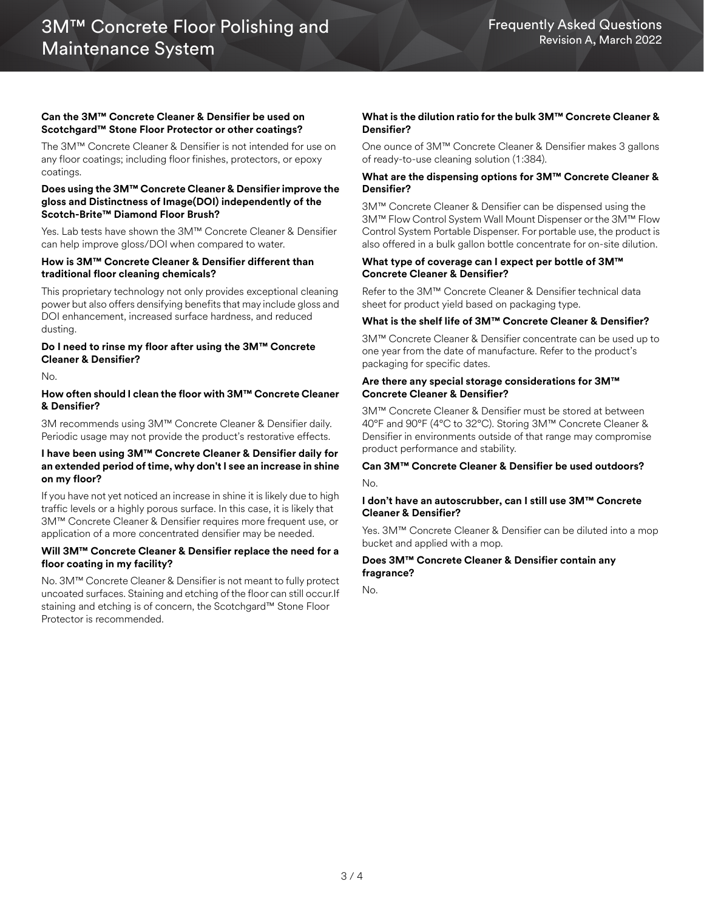**Can the 3M™ Concrete Cleaner & Densifier be used on Scotchgard™ Stone Floor Protector or other coatings?**

The 3M™ Concrete Cleaner & Densifier is not intended for use on any floor coatings; including floor finishes, protectors, or epoxy coatings.

**Does using the 3M™ Concrete Cleaner & Densifier improve the gloss and Distinctness of Image(DOI) independently of the Scotch-Brite™ Diamond Floor Brush?**

Yes. Lab tests have shown the 3M™ Concrete Cleaner & Densifier can help improve gloss/DOI when compared to water.

**How is 3M™ Concrete Cleaner & Densifier different than traditional floor cleaning chemicals?**

This proprietary technology not only provides exceptional cleaning power but also offers densifying benefits that may include gloss and DOI enhancement, increased surface hardness, and reduced dusting.

**Do I need to rinse my floor after using the 3M™ Concrete Cleaner & Densifier?**

No.

**How often should I clean the floor with 3M™ Concrete Cleaner & Densifier?**

3M recommends using 3M™ Concrete Cleaner & Densifier daily. Periodic usage may not provide the product's restorative effects.

**I have been using 3M™ Concrete Cleaner & Densifier daily for an extended period of time, why don't I see an increase in shine on my floor?**

If you have not yet noticed an increase in shine it is likely due to high traffic levels or a highly porous surface. In this case, it is likely that 3M™ Concrete Cleaner & Densifier requires more frequent use, or application of a more concentrated densifier may be needed.

**Will 3M™ Concrete Cleaner & Densifier replace the need for a floor coating in my facility?**

No. 3M™ Concrete Cleaner & Densifier is not meant to fully protect uncoated surfaces. Staining and etching of the floor can still occur.If staining and etching is of concern, the Scotchgard™ Stone Floor Protector is recommended.

**What is the dilution ratio for the bulk 3M™ Concrete Cleaner & Densifier?**

One ounce of 3M™ Concrete Cleaner & Densifier makes 3 gallons of ready-to-use cleaning solution (1:384).

**What are the dispensing options for 3M™ Concrete Cleaner & Densifier?**

3M™ Concrete Cleaner & Densifier can be dispensed using the 3M™ Flow Control System Wall Mount Dispenser or the 3M™ Flow Control System Portable Dispenser. For portable use, the product is also offered in a bulk gallon bottle concentrate for on-site dilution.

**What type of coverage can I expect per bottle of 3M™ Concrete Cleaner & Densifier?**

Refer to the 3M™ Concrete Cleaner & Densifier technical data sheet for product yield based on packaging type.

**What is the shelf life of 3M™ Concrete Cleaner & Densifier?**

3M™ Concrete Cleaner & Densifier concentrate can be used up to one year from the date of manufacture. Refer to the product's packaging for specific dates.

**Are there any special storage considerations for 3M™ Concrete Cleaner & Densifier?**

3M™ Concrete Cleaner & Densifier must be stored at between 40°F and 90°F (4°C to 32°C). Storing 3M™ Concrete Cleaner & Densifier in environments outside of that range may compromise product performance and stability.

**Can 3M™ Concrete Cleaner & Densifier be used outdoors?**

No.

**I don't have an autoscrubber, can I still use 3M™ Concrete Cleaner & Densifier?**

Yes. 3M™ Concrete Cleaner & Densifier can be diluted into a mop bucket and applied with a mop.

**Does 3M™ Concrete Cleaner & Densifier contain any fragrance?**

No.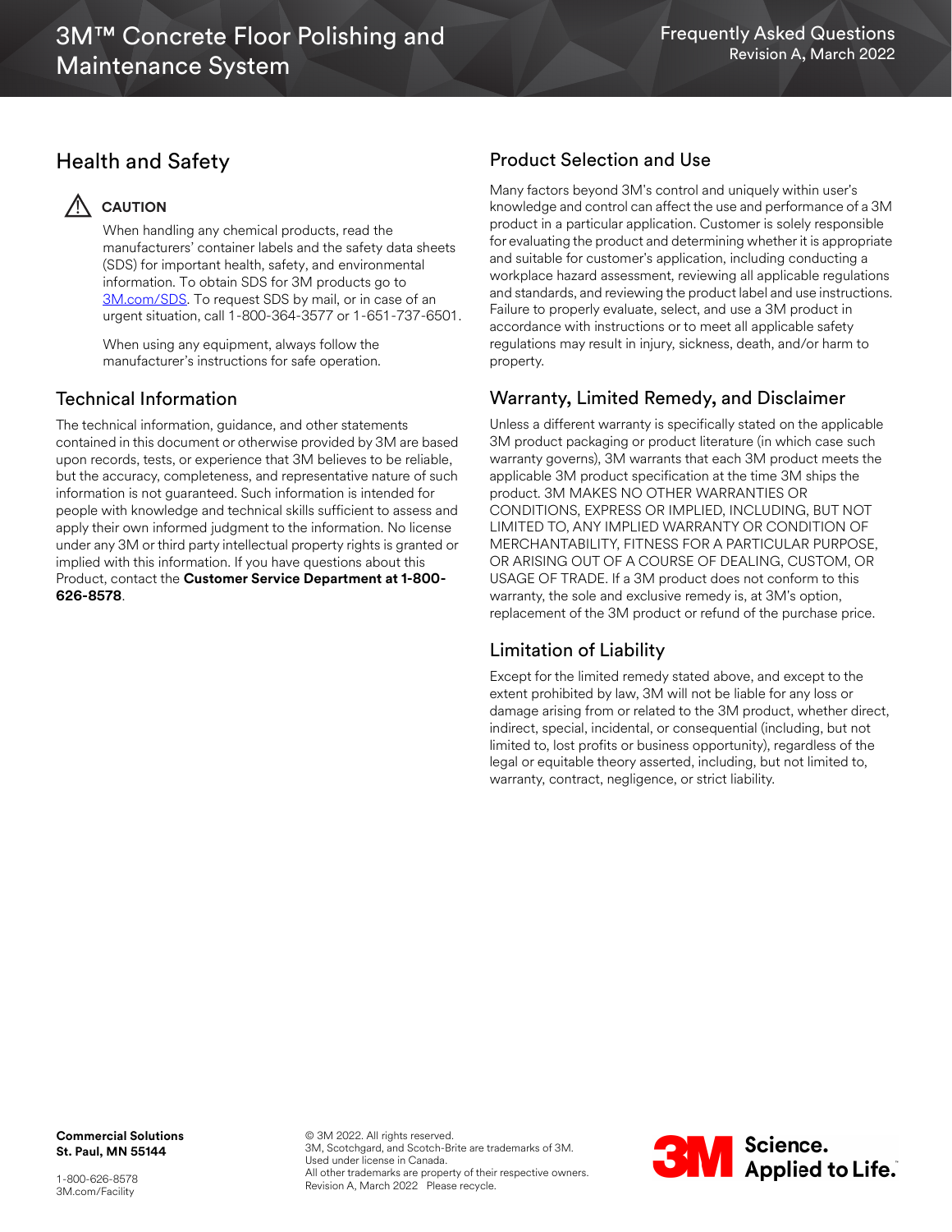## Health and Safety

⚠ **CAUTION**

When handling any chemical products, read the manufacturers' container labels and the safety data sheets (SDS) for important health, safety, and environmental information. To obtain SDS for 3M products go to 3M.com/SDS. To request SDS by mail, or in case of an urgent situation, call 1-800-364-3577 or 1-651-737-6501.

When using any equipment, always follow the manufacturer's instructions for safe operation.

## Technical Information

The technical information, guidance, and other statements contained in this document or otherwise provided by 3M are based upon records, tests, or experience that 3M believes to be reliable, but the accuracy, completeness, and representative nature of such information is not guaranteed. Such information is intended for people with knowledge and technical skills sufficient to assess and apply their own informed judgment to the information. No license under any 3M or third party intellectual property rights is granted or implied with this information. If you have questions about this Product, contact the **Customer Service Department at 1-800-626-8578**.

## Product Selection and Use

Many factors beyond 3M's control and uniquely within user's knowledge and control can affect the use and performance of a 3M product in a particular application. Customer is solely responsible for evaluating the product and determining whether it is appropriate and suitable for customer's application, including conducting a workplace hazard assessment, reviewing all applicable regulations and standards, and reviewing the product label and use instructions. Failure to properly evaluate, select, and use a 3M product in accordance with instructions or to meet all applicable safety regulations may result in injury, sickness, death, and/or harm to property.

## Warranty, Limited Remedy, and Disclaimer

Unless a different warranty is specifically stated on the applicable 3M product packaging or product literature (in which case such warranty governs), 3M warrants that each 3M product meets the applicable 3M product specification at the time 3M ships the product. 3M MAKES NO OTHER WARRANTIES OR CONDITIONS, EXPRESS OR IMPLIED, INCLUDING, BUT NOT LIMITED TO, ANY IMPLIED WARRANTY OR CONDITION OF MERCHANTABILITY, FITNESS FOR A PARTICULAR PURPOSE, OR ARISING OUT OF A COURSE OF DEALING, CUSTOM, OR USAGE OF TRADE. If a 3M product does not conform to this warranty, the sole and exclusive remedy is, at 3M's option, replacement of the 3M product or refund of the purchase price.

## Limitation of Liability

Except for the limited remedy stated above, and except to the extent prohibited by law, 3M will not be liable for any loss or damage arising from or related to the 3M product, whether direct, indirect, special, incidental, or consequential (including, but not limited to, lost profits or business opportunity), regardless of the legal or equitable theory asserted, including, but not limited to, warranty, contract, negligence, or strict liability.

**Commercial Solutions**
**St. Paul, MN 55144**

1-800-626-8578
3M.com/Facility

© 3M 2022. All rights reserved.
3M, Scotchgard, and Scotch-Brite are trademarks of 3M.
Used under license in Canada.
All other trademarks are property of their respective owners.
Revision A, March 2022 Please recycle.

3M Science. Applied to Life.™